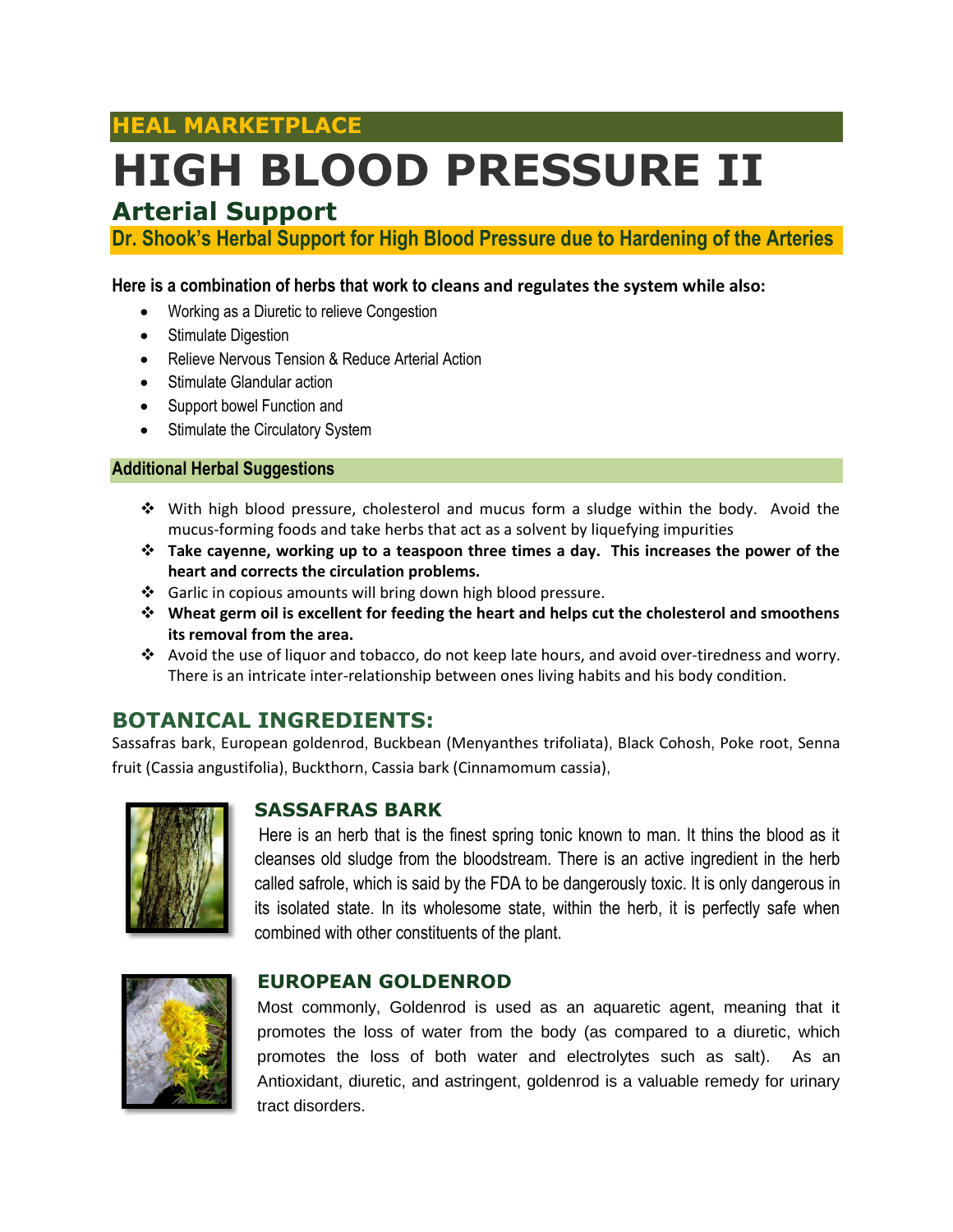HEAL MARKETPLACE

# HIGH BLOOD PRESSURE II

## Arterial Support

### Dr. Shook's Herbal Support for High Blood Pressure due to Hardening of the Arteries

**Here is a combination of herbs that work to cleans and regulates the system while also:**

- Working as a Diuretic to relieve Congestion
- Stimulate Digestion
- Relieve Nervous Tension & Reduce Arterial Action
- Stimulate Glandular action
- Support bowel Function and
- Stimulate the Circulatory System

### Additional Herbal Suggestions

- With high blood pressure, cholesterol and mucus form a sludge within the body. Avoid the mucus-forming foods and take herbs that act as a solvent by liquefying impurities
- **Take cayenne, working up to a teaspoon three times a day. This increases the power of the heart and corrects the circulation problems.**
- Garlic in copious amounts will bring down high blood pressure.
- **Wheat germ oil is excellent for feeding the heart and helps cut the cholesterol and smoothens its removal from the area.**
- Avoid the use of liquor and tobacco, do not keep late hours, and avoid over-tiredness and worry. There is an intricate inter-relationship between ones living habits and his body condition.

## BOTANICAL INGREDIENTS:

Sassafras bark, European goldenrod, Buckbean (Menyanthes trifoliata), Black Cohosh, Poke root, Senna fruit (Cassia angustifolia), Buckthorn, Cassia bark (Cinnamomum cassia),

### SASSAFRAS BARK

Here is an herb that is the finest spring tonic known to man. It thins the blood as it cleanses old sludge from the bloodstream. There is an active ingredient in the herb called safrole, which is said by the FDA to be dangerously toxic. It is only dangerous in its isolated state. In its wholesome state, within the herb, it is perfectly safe when combined with other constituents of the plant.

### EUROPEAN GOLDENROD

Most commonly, Goldenrod is used as an aquaretic agent, meaning that it promotes the loss of water from the body (as compared to a diuretic, which promotes the loss of both water and electrolytes such as salt). As an Antioxidant, diuretic, and astringent, goldenrod is a valuable remedy for urinary tract disorders.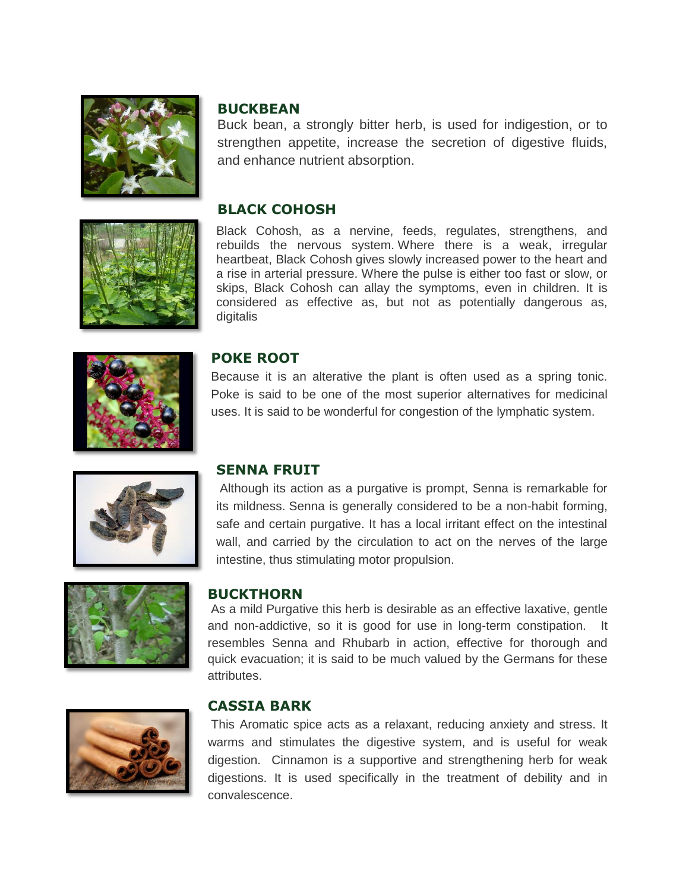## BUCKBEAN

Buck bean, a strongly bitter herb, is used for indigestion, or to strengthen appetite, increase the secretion of digestive fluids, and enhance nutrient absorption.

## BLACK COHOSH

Black Cohosh, as a nervine, feeds, regulates, strengthens, and rebuilds the nervous system. Where there is a weak, irregular heartbeat, Black Cohosh gives slowly increased power to the heart and a rise in arterial pressure. Where the pulse is either too fast or slow, or skips, Black Cohosh can allay the symptoms, even in children. It is considered as effective as, but not as potentially dangerous as, digitalis

## POKE ROOT

Because it is an alterative the plant is often used as a spring tonic. Poke is said to be one of the most superior alternatives for medicinal uses. It is said to be wonderful for congestion of the lymphatic system.

## SENNA FRUIT

Although its action as a purgative is prompt, Senna is remarkable for its mildness. Senna is generally considered to be a non-habit forming, safe and certain purgative. It has a local irritant effect on the intestinal wall, and carried by the circulation to act on the nerves of the large intestine, thus stimulating motor propulsion.

## BUCKTHORN

As a mild Purgative this herb is desirable as an effective laxative, gentle and non-addictive, so it is good for use in long-term constipation. It resembles Senna and Rhubarb in action, effective for thorough and quick evacuation; it is said to be much valued by the Germans for these attributes.

## CASSIA BARK

This Aromatic spice acts as a relaxant, reducing anxiety and stress. It warms and stimulates the digestive system, and is useful for weak digestion. Cinnamon is a supportive and strengthening herb for weak digestions. It is used specifically in the treatment of debility and in convalescence.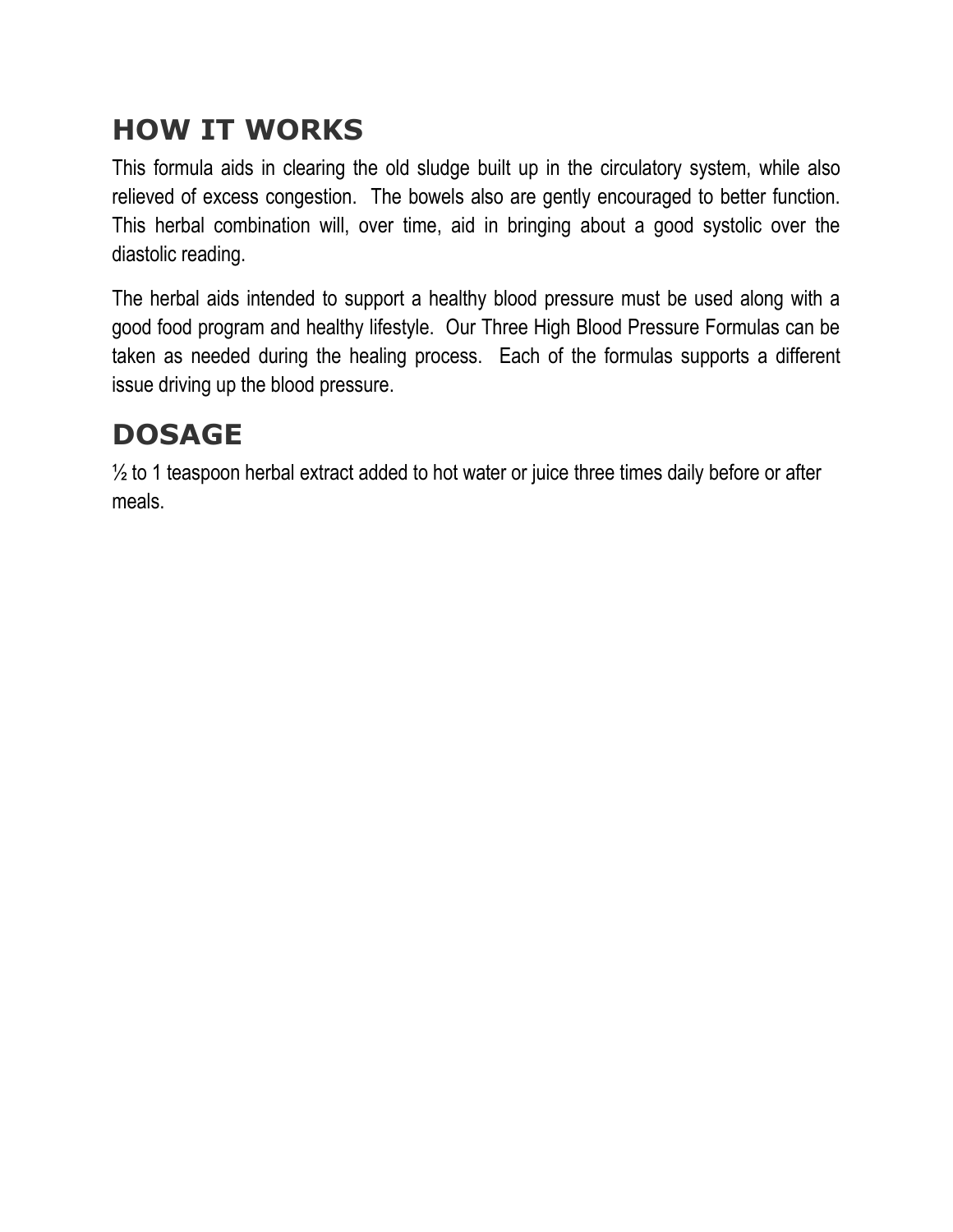## HOW IT WORKS

This formula aids in clearing the old sludge built up in the circulatory system, while also relieved of excess congestion. The bowels also are gently encouraged to better function. This herbal combination will, over time, aid in bringing about a good systolic over the diastolic reading.

The herbal aids intended to support a healthy blood pressure must be used along with a good food program and healthy lifestyle. Our Three High Blood Pressure Formulas can be taken as needed during the healing process. Each of the formulas supports a different issue driving up the blood pressure.

## DOSAGE

½ to 1 teaspoon herbal extract added to hot water or juice three times daily before or after meals.